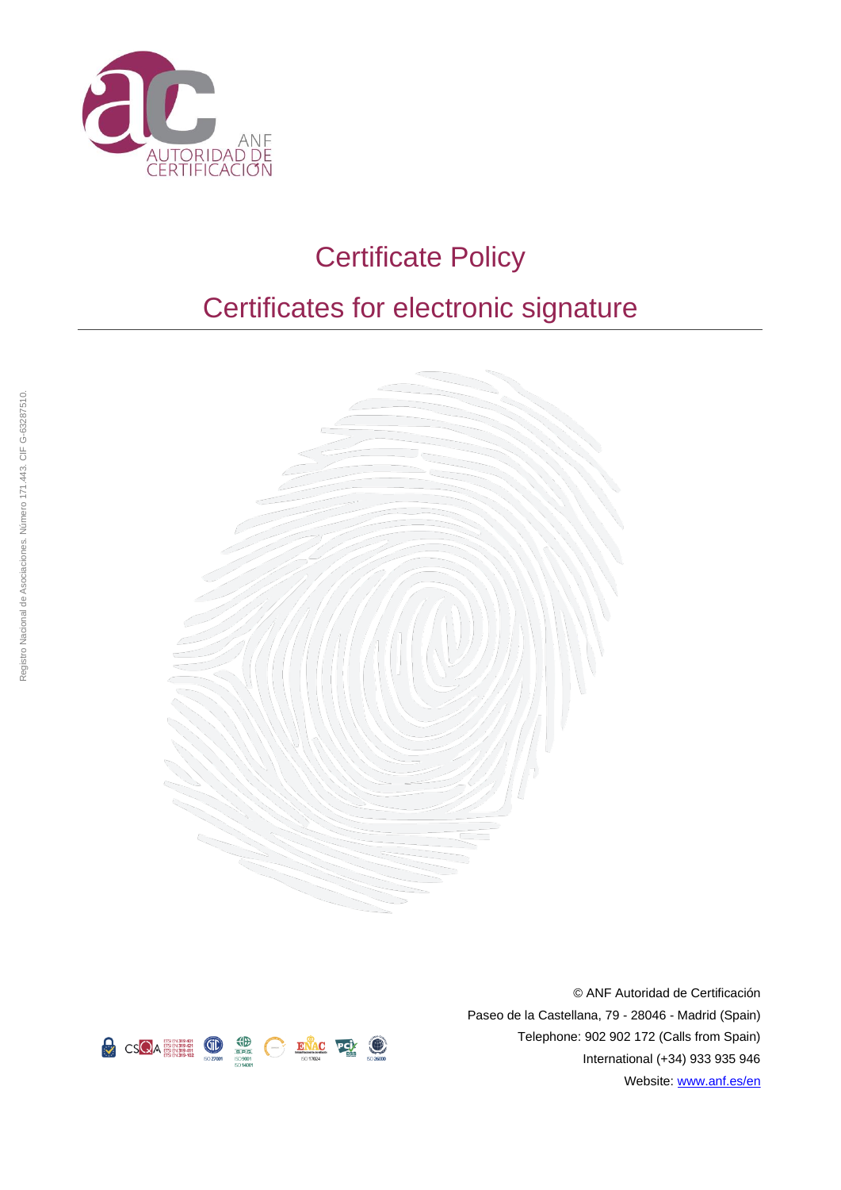ANF
AUTORIDAD DE
CERTIFICACIÓN

# Certificate Policy

## Certificates for electronic signature

Registro Nacional de Asociaciones. Número 171.443. CIF G-63287510.

© ANF Autoridad de Certificación
Paseo de la Castellana, 79 - 28046 - Madrid (Spain)
Telephone: 902 902 172 (Calls from Spain)
International (+34) 933 935 946
Website: www.anf.es/en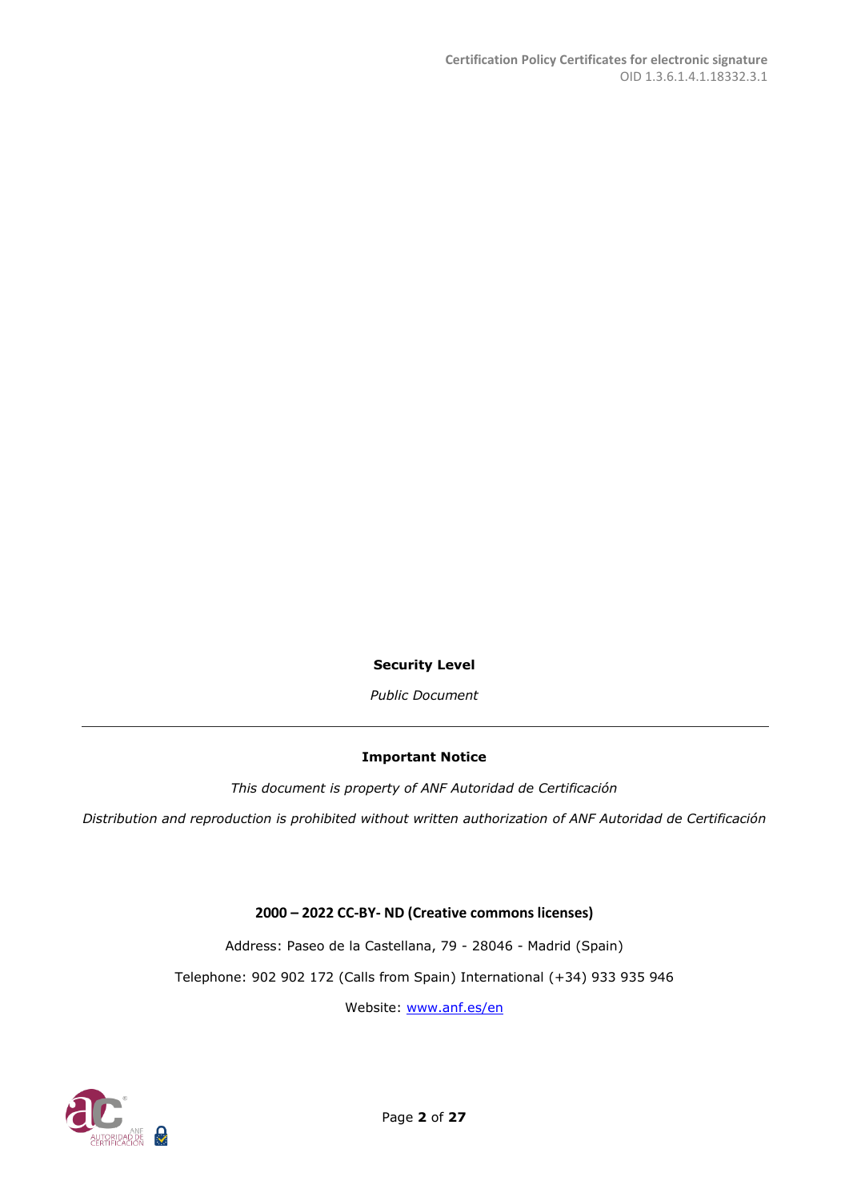**Security Level**

*Public Document*

---

**Important Notice**

*This document is property of ANF Autoridad de Certificación*

*Distribution and reproduction is prohibited without written authorization of ANF Autoridad de Certificación*

**2000 – 2022 CC-BY- ND (Creative commons licenses)**

Address: Paseo de la Castellana, 79 - 28046 - Madrid (Spain)

Telephone: 902 902 172 (Calls from Spain) International (+34) 933 935 946

Website: [www.anf.es/en](www.anf.es/en)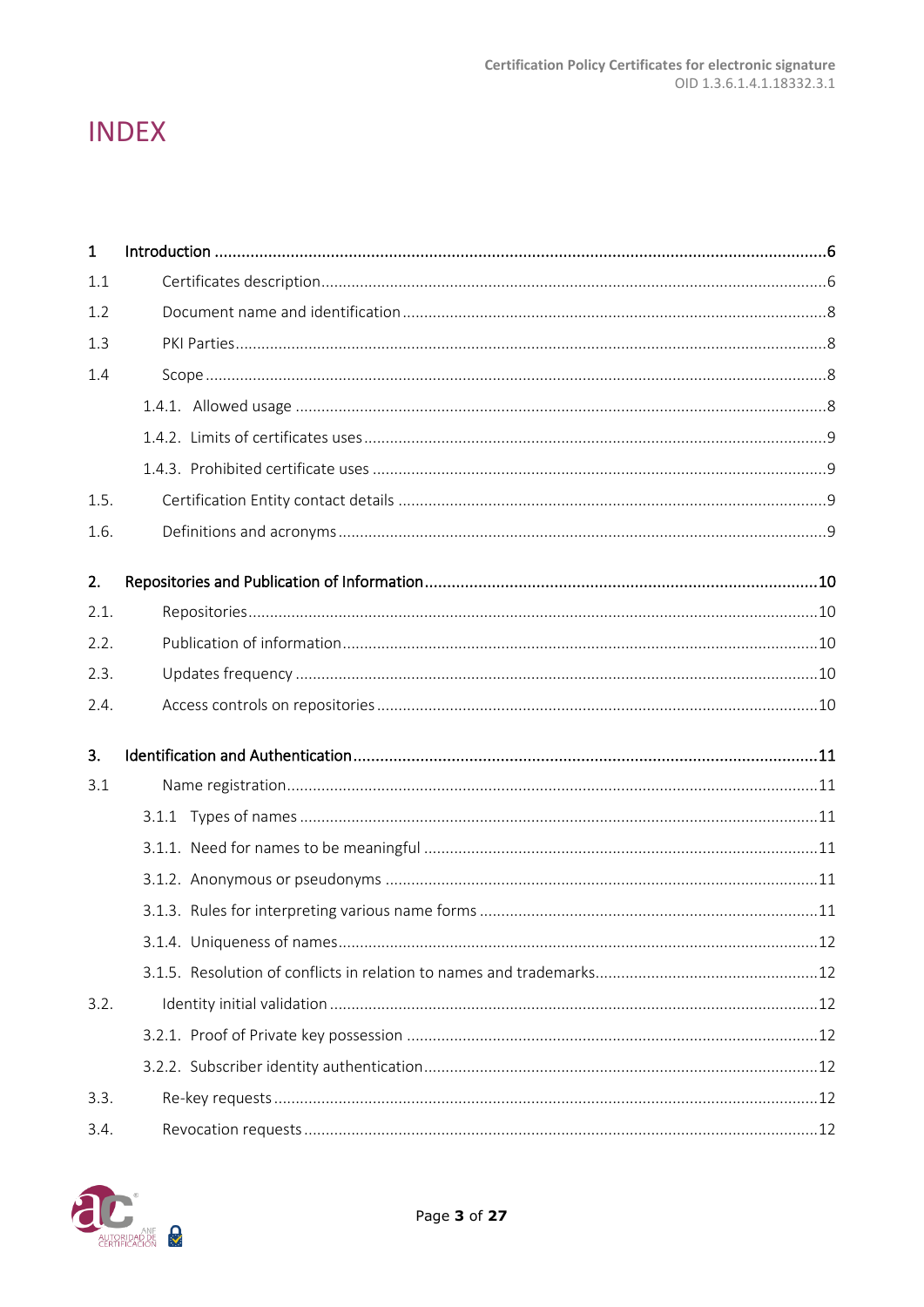# INDEX

1 Introduction ....................................................................................................................................6

1.1 Certificates description....................................................................................................................6

1.2 Document name and identification ..................................................................................................8

1.3 PKI Parties.......................................................................................................................................8

1.4 Scope ..............................................................................................................................................8

1.4.1. Allowed usage ..........................................................................................................................8

1.4.2. Limits of certificates uses ..........................................................................................................9

1.4.3. Prohibited certificate uses .........................................................................................................9

1.5. Certification Entity contact details ..................................................................................................9

1.6. Definitions and acronyms ................................................................................................................9

2. Repositories and Publication of Information .......................................................................................10

2.1. Repositories...................................................................................................................................10

2.2. Publication of information.............................................................................................................10

2.3. Updates frequency ........................................................................................................................10

2.4. Access controls on repositories .....................................................................................................10

3. Identification and Authentication .......................................................................................................11

3.1 Name registration..........................................................................................................................11

3.1.1 Types of names .......................................................................................................................11

3.1.1. Need for names to be meaningful ...........................................................................................11

3.1.2. Anonymous or pseudonyms ....................................................................................................11

3.1.3. Rules for interpreting various name forms ..............................................................................11

3.1.4. Uniqueness of names..............................................................................................................12

3.1.5. Resolution of conflicts in relation to names and trademarks....................................................12

3.2. Identity initial validation ................................................................................................................12

3.2.1. Proof of Private key possession ...............................................................................................12

3.2.2. Subscriber identity authentication...........................................................................................12

3.3. Re-key requests .............................................................................................................................12

3.4. Revocation requests ......................................................................................................................12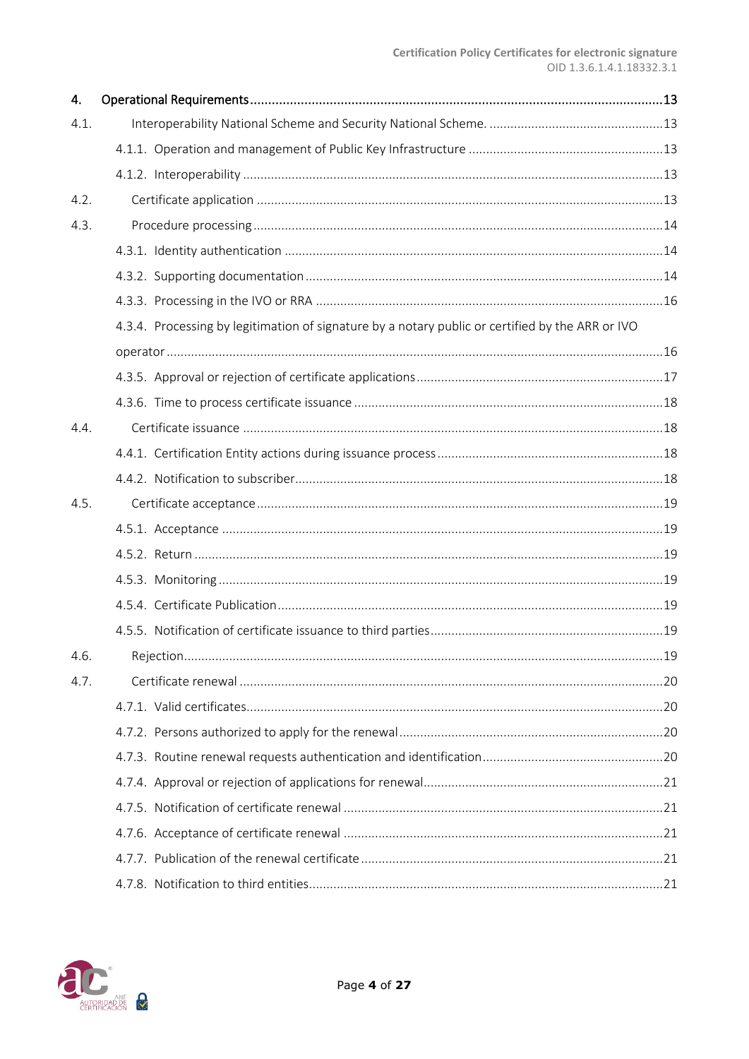**4. Operational Requirements ........ 13**

4.1. Interoperability National Scheme and Security National Scheme. ........ 13

- 4.1.1. Operation and management of Public Key Infrastructure ........ 13
- 4.1.2. Interoperability ........ 13

4.2. Certificate application ........ 13

4.3. Procedure processing ........ 14

- 4.3.1. Identity authentication ........ 14
- 4.3.2. Supporting documentation ........ 14
- 4.3.3. Processing in the IVO or RRA ........ 16
- 4.3.4. Processing by legitimation of signature by a notary public or certified by the ARR or IVO operator ........ 16
- 4.3.5. Approval or rejection of certificate applications ........ 17
- 4.3.6. Time to process certificate issuance ........ 18

4.4. Certificate issuance ........ 18

- 4.4.1. Certification Entity actions during issuance process ........ 18
- 4.4.2. Notification to subscriber ........ 18

4.5. Certificate acceptance ........ 19

- 4.5.1. Acceptance ........ 19
- 4.5.2. Return ........ 19
- 4.5.3. Monitoring ........ 19
- 4.5.4. Certificate Publication ........ 19
- 4.5.5. Notification of certificate issuance to third parties ........ 19

4.6. Rejection ........ 19

4.7. Certificate renewal ........ 20

- 4.7.1. Valid certificates ........ 20
- 4.7.2. Persons authorized to apply for the renewal ........ 20
- 4.7.3. Routine renewal requests authentication and identification ........ 20
- 4.7.4. Approval or rejection of applications for renewal ........ 21
- 4.7.5. Notification of certificate renewal ........ 21
- 4.7.6. Acceptance of certificate renewal ........ 21
- 4.7.7. Publication of the renewal certificate ........ 21
- 4.7.8. Notification to third entities ........ 21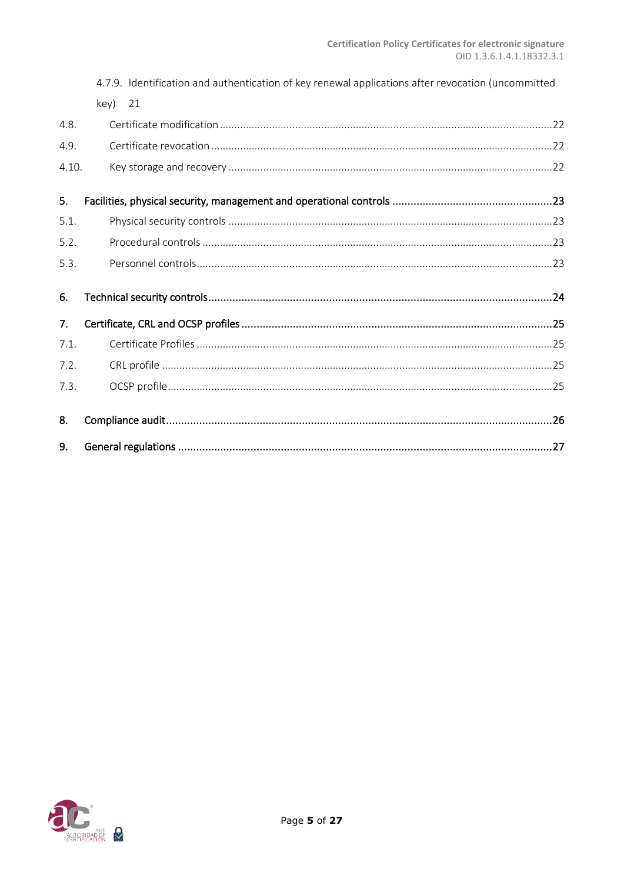4.7.9. Identification and authentication of key renewal applications after revocation (uncommitted key) 21

4.8. Certificate modification ....22

4.9. Certificate revocation ....22

4.10. Key storage and recovery ....22

**5. Facilities, physical security, management and operational controls ....23**

5.1. Physical security controls ....23

5.2. Procedural controls ....23

5.3. Personnel controls....23

**6. Technical security controls....24**

**7. Certificate, CRL and OCSP profiles ....25**

7.1. Certificate Profiles ....25

7.2. CRL profile ....25

7.3. OCSP profile....25

**8. Compliance audit....26**

**9. General regulations ....27**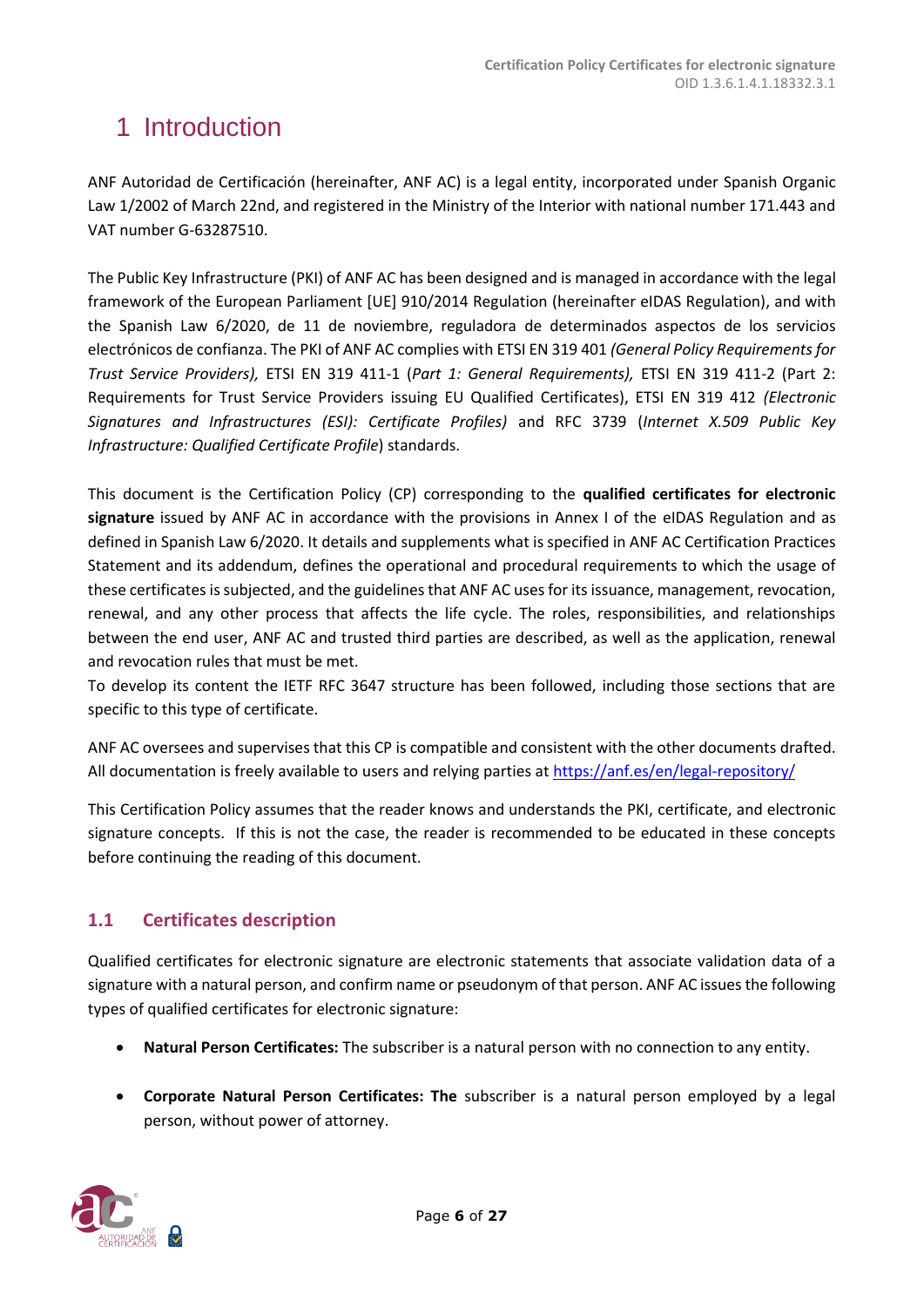# 1 Introduction

ANF Autoridad de Certificación (hereinafter, ANF AC) is a legal entity, incorporated under Spanish Organic Law 1/2002 of March 22nd, and registered in the Ministry of the Interior with national number 171.443 and VAT number G-63287510.

The Public Key Infrastructure (PKI) of ANF AC has been designed and is managed in accordance with the legal framework of the European Parliament [UE] 910/2014 Regulation (hereinafter eIDAS Regulation), and with the Spanish Law 6/2020, de 11 de noviembre, reguladora de determinados aspectos de los servicios electrónicos de confianza. The PKI of ANF AC complies with ETSI EN 319 401 *(General Policy Requirements for Trust Service Providers),* ETSI EN 319 411-1 (*Part 1: General Requirements),* ETSI EN 319 411-2 (Part 2: Requirements for Trust Service Providers issuing EU Qualified Certificates), ETSI EN 319 412 *(Electronic Signatures and Infrastructures (ESI): Certificate Profiles)* and RFC 3739 (*Internet X.509 Public Key Infrastructure: Qualified Certificate Profile*) standards.

This document is the Certification Policy (CP) corresponding to the **qualified certificates for electronic signature** issued by ANF AC in accordance with the provisions in Annex I of the eIDAS Regulation and as defined in Spanish Law 6/2020. It details and supplements what is specified in ANF AC Certification Practices Statement and its addendum, defines the operational and procedural requirements to which the usage of these certificates is subjected, and the guidelines that ANF AC uses for its issuance, management, revocation, renewal, and any other process that affects the life cycle. The roles, responsibilities, and relationships between the end user, ANF AC and trusted third parties are described, as well as the application, renewal and revocation rules that must be met.
To develop its content the IETF RFC 3647 structure has been followed, including those sections that are specific to this type of certificate.

ANF AC oversees and supervises that this CP is compatible and consistent with the other documents drafted. All documentation is freely available to users and relying parties at https://anf.es/en/legal-repository/

This Certification Policy assumes that the reader knows and understands the PKI, certificate, and electronic signature concepts. If this is not the case, the reader is recommended to be educated in these concepts before continuing the reading of this document.

## 1.1 Certificates description

Qualified certificates for electronic signature are electronic statements that associate validation data of a signature with a natural person, and confirm name or pseudonym of that person. ANF AC issues the following types of qualified certificates for electronic signature:

- **Natural Person Certificates:** The subscriber is a natural person with no connection to any entity.
- **Corporate Natural Person Certificates: The** subscriber is a natural person employed by a legal person, without power of attorney.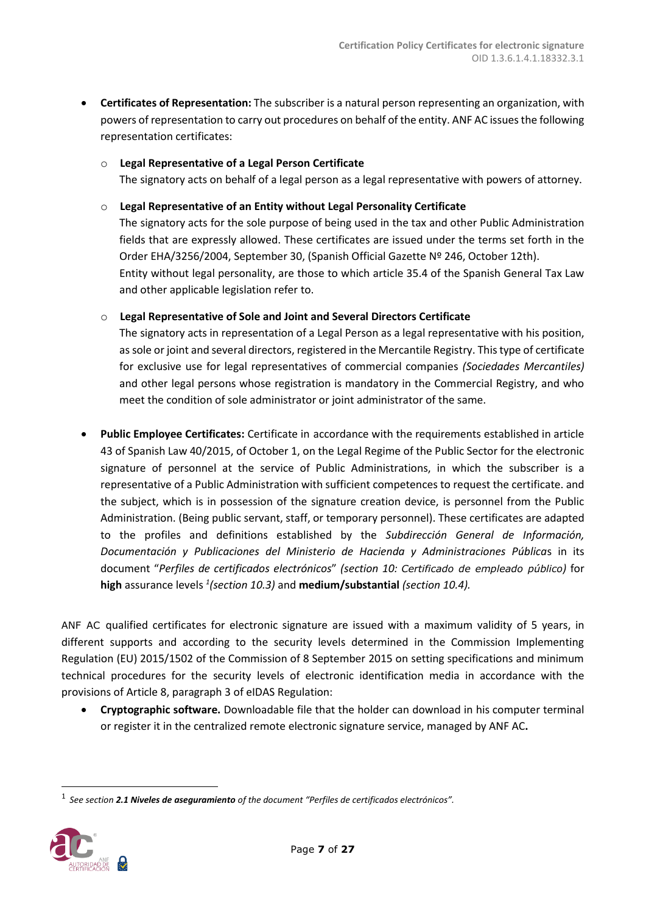- **Certificates of Representation:** The subscriber is a natural person representing an organization, with powers of representation to carry out procedures on behalf of the entity. ANF AC issues the following representation certificates:
  - **Legal Representative of a Legal Person Certificate**
    The signatory acts on behalf of a legal person as a legal representative with powers of attorney.
  - **Legal Representative of an Entity without Legal Personality Certificate**
    The signatory acts for the sole purpose of being used in the tax and other Public Administration fields that are expressly allowed. These certificates are issued under the terms set forth in the Order EHA/3256/2004, September 30, (Spanish Official Gazette Nº 246, October 12th).
    Entity without legal personality, are those to which article 35.4 of the Spanish General Tax Law and other applicable legislation refer to.
  - **Legal Representative of Sole and Joint and Several Directors Certificate**
    The signatory acts in representation of a Legal Person as a legal representative with his position, as sole or joint and several directors, registered in the Mercantile Registry. This type of certificate for exclusive use for legal representatives of commercial companies *(Sociedades Mercantiles)* and other legal persons whose registration is mandatory in the Commercial Registry, and who meet the condition of sole administrator or joint administrator of the same.

- **Public Employee Certificates:** Certificate in accordance with the requirements established in article 43 of Spanish Law 40/2015, of October 1, on the Legal Regime of the Public Sector for the electronic signature of personnel at the service of Public Administrations, in which the subscriber is a representative of a Public Administration with sufficient competences to request the certificate. and the subject, which is in possession of the signature creation device, is personnel from the Public Administration. (Being public servant, staff, or temporary personnel). These certificates are adapted to the profiles and definitions established by the *Subdirección General de Información, Documentación y Publicaciones del Ministerio de Hacienda y Administraciones Pública*s in its document "*Perfiles de certificados electrónicos*" *(section 10: Certificado de empleado público)* for **high** assurance levels [1]*(section 10.3)* and **medium/substantial** *(section 10.4).*

ANF AC qualified certificates for electronic signature are issued with a maximum validity of 5 years, in different supports and according to the security levels determined in the Commission Implementing Regulation (EU) 2015/1502 of the Commission of 8 September 2015 on setting specifications and minimum technical procedures for the security levels of electronic identification media in accordance with the provisions of Article 8, paragraph 3 of eIDAS Regulation:

- **Cryptographic software.** Downloadable file that the holder can download in his computer terminal or register it in the centralized remote electronic signature service, managed by ANF AC**.**

[1] *See section **2.1 Niveles de aseguramiento** of the document "Perfiles de certificados electrónicos".*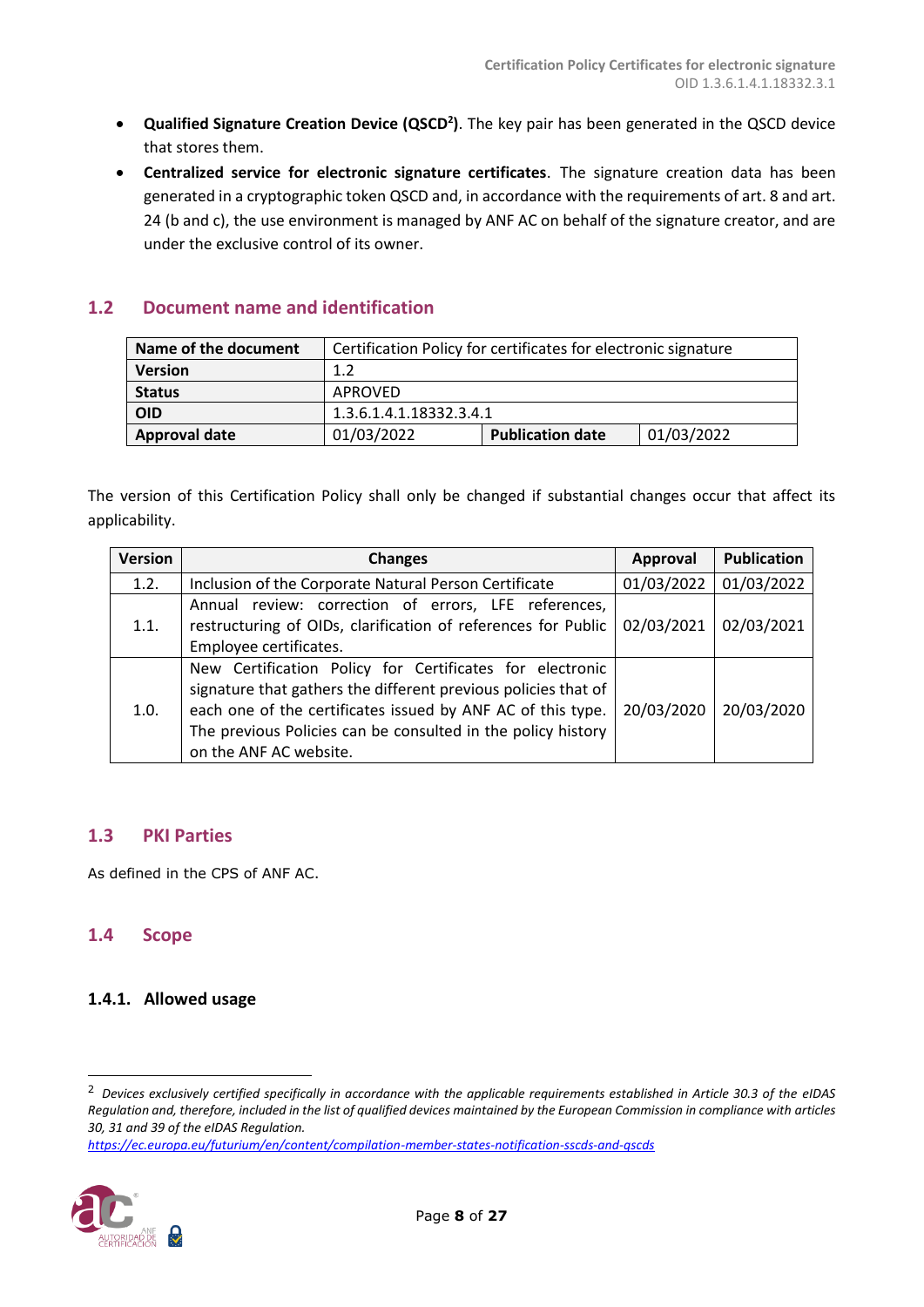- **Qualified Signature Creation Device (QSCD[2])**. The key pair has been generated in the QSCD device that stores them.
- **Centralized service for electronic signature certificates**. The signature creation data has been generated in a cryptographic token QSCD and, in accordance with the requirements of art. 8 and art. 24 (b and c), the use environment is managed by ANF AC on behalf of the signature creator, and are under the exclusive control of its owner.

## 1.2 Document name and identification

| **Name of the document** | Certification Policy for certificates for electronic signature | | |
|---|---|---|---|
| **Version** | 1.2 | | |
| **Status** | APROVED | | |
| **OID** | 1.3.6.1.4.1.18332.3.4.1 | | |
| **Approval date** | 01/03/2022 | **Publication date** | 01/03/2022 |

The version of this Certification Policy shall only be changed if substantial changes occur that affect its applicability.

| Version | Changes | Approval | Publication |
|---|---|---|---|
| 1.2. | Inclusion of the Corporate Natural Person Certificate | 01/03/2022 | 01/03/2022 |
| 1.1. | Annual review: correction of errors, LFE references, restructuring of OIDs, clarification of references for Public Employee certificates. | 02/03/2021 | 02/03/2021 |
| 1.0. | New Certification Policy for Certificates for electronic signature that gathers the different previous policies that of each one of the certificates issued by ANF AC of this type. The previous Policies can be consulted in the policy history on the ANF AC website. | 20/03/2020 | 20/03/2020 |

## 1.3 PKI Parties

As defined in the CPS of ANF AC.

## 1.4 Scope

### 1.4.1. Allowed usage

[2] *Devices exclusively certified specifically in accordance with the applicable requirements established in Article 30.3 of the eIDAS Regulation and, therefore, included in the list of qualified devices maintained by the European Commission in compliance with articles 30, 31 and 39 of the eIDAS Regulation.*
*https://ec.europa.eu/futurium/en/content/compilation-member-states-notification-sscds-and-qscds*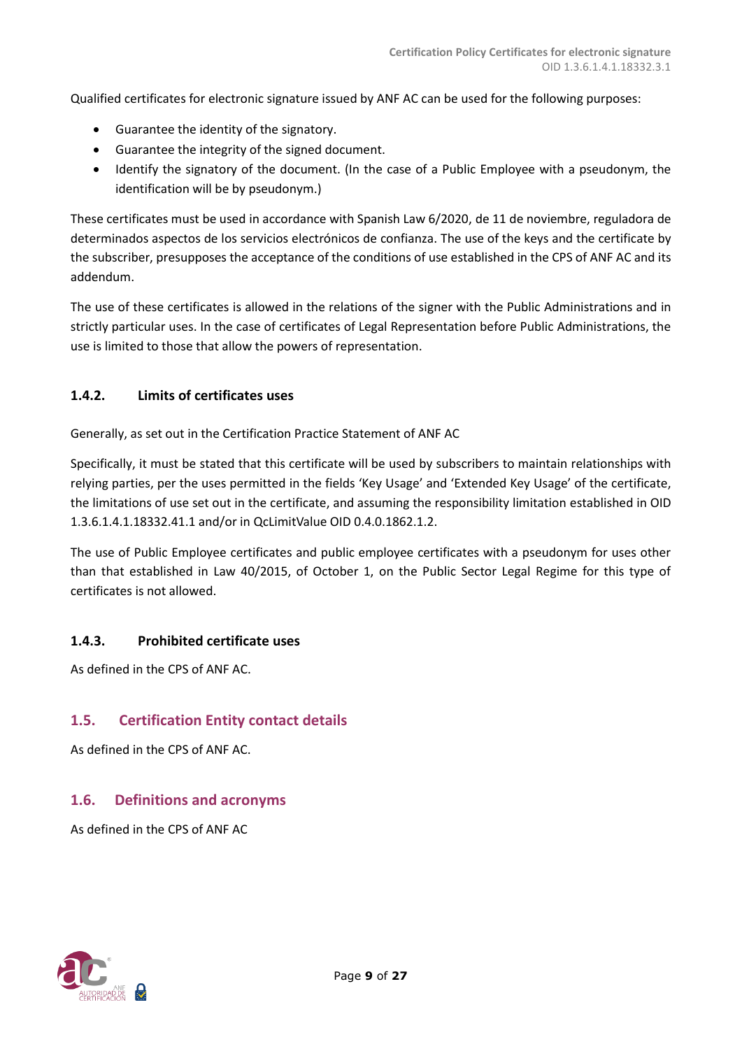Qualified certificates for electronic signature issued by ANF AC can be used for the following purposes:

- Guarantee the identity of the signatory.
- Guarantee the integrity of the signed document.
- Identify the signatory of the document. (In the case of a Public Employee with a pseudonym, the identification will be by pseudonym.)

These certificates must be used in accordance with Spanish Law 6/2020, de 11 de noviembre, reguladora de determinados aspectos de los servicios electrónicos de confianza. The use of the keys and the certificate by the subscriber, presupposes the acceptance of the conditions of use established in the CPS of ANF AC and its addendum.

The use of these certificates is allowed in the relations of the signer with the Public Administrations and in strictly particular uses. In the case of certificates of Legal Representation before Public Administrations, the use is limited to those that allow the powers of representation.

### 1.4.2. Limits of certificates uses

Generally, as set out in the Certification Practice Statement of ANF AC

Specifically, it must be stated that this certificate will be used by subscribers to maintain relationships with relying parties, per the uses permitted in the fields 'Key Usage' and 'Extended Key Usage' of the certificate, the limitations of use set out in the certificate, and assuming the responsibility limitation established in OID 1.3.6.1.4.1.18332.41.1 and/or in QcLimitValue OID 0.4.0.1862.1.2.

The use of Public Employee certificates and public employee certificates with a pseudonym for uses other than that established in Law 40/2015, of October 1, on the Public Sector Legal Regime for this type of certificates is not allowed.

### 1.4.3. Prohibited certificate uses

As defined in the CPS of ANF AC.

## 1.5. Certification Entity contact details

As defined in the CPS of ANF AC.

## 1.6. Definitions and acronyms

As defined in the CPS of ANF AC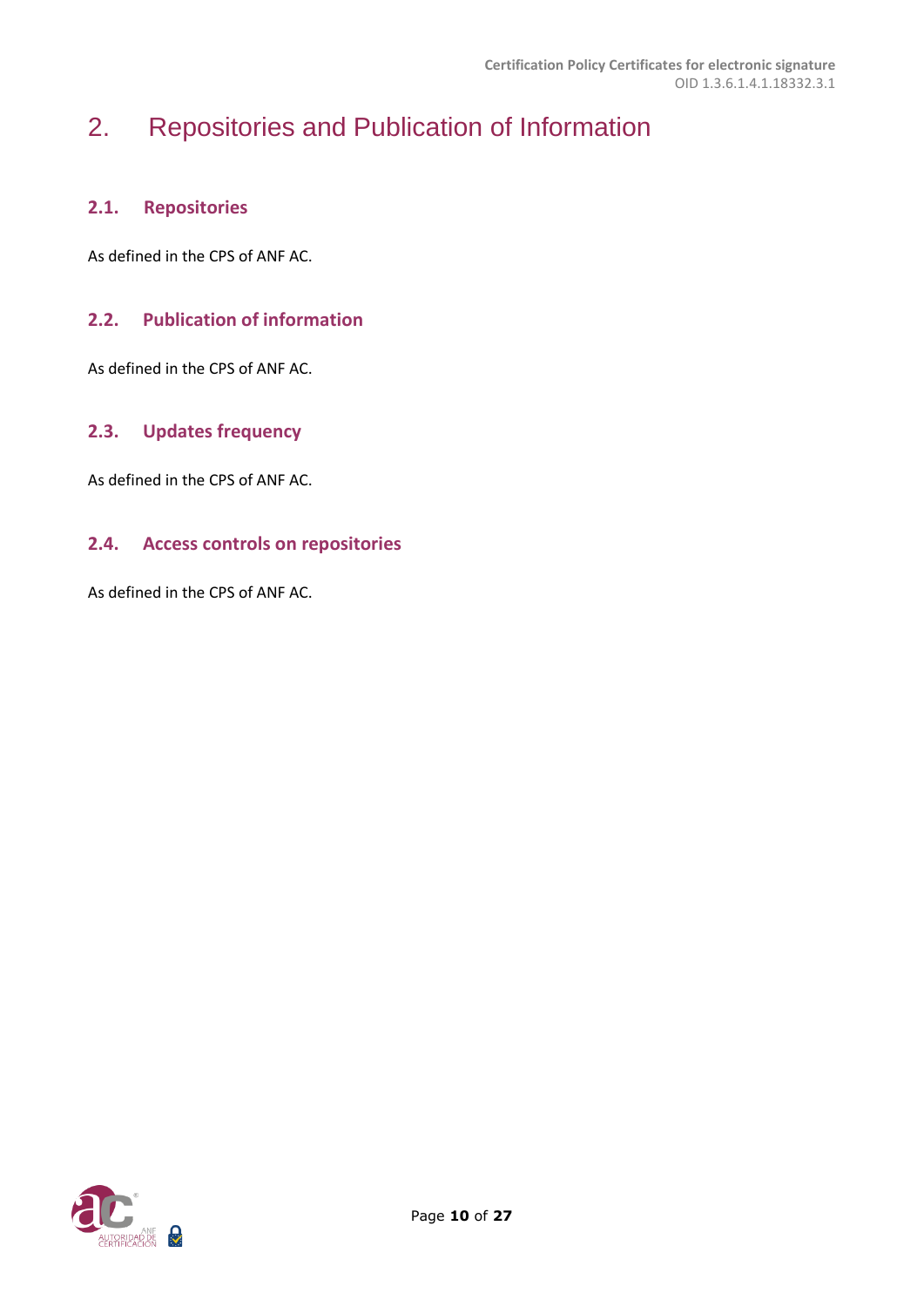# 2. Repositories and Publication of Information

## 2.1. Repositories

As defined in the CPS of ANF AC.

## 2.2. Publication of information

As defined in the CPS of ANF AC.

## 2.3. Updates frequency

As defined in the CPS of ANF AC.

## 2.4. Access controls on repositories

As defined in the CPS of ANF AC.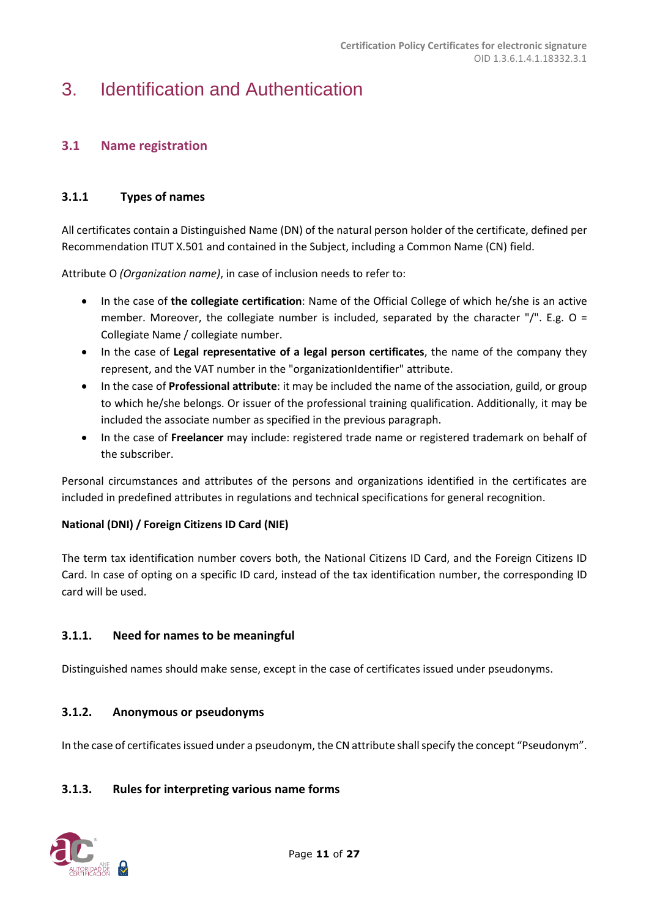# 3. Identification and Authentication

## 3.1 Name registration

### 3.1.1 Types of names

All certificates contain a Distinguished Name (DN) of the natural person holder of the certificate, defined per Recommendation ITUT X.501 and contained in the Subject, including a Common Name (CN) field.

Attribute O *(Organization name)*, in case of inclusion needs to refer to:

- In the case of **the collegiate certification**: Name of the Official College of which he/she is an active member. Moreover, the collegiate number is included, separated by the character "/". E.g. O = Collegiate Name / collegiate number.
- In the case of **Legal representative of a legal person certificates**, the name of the company they represent, and the VAT number in the "organizationIdentifier" attribute.
- In the case of **Professional attribute**: it may be included the name of the association, guild, or group to which he/she belongs. Or issuer of the professional training qualification. Additionally, it may be included the associate number as specified in the previous paragraph.
- In the case of **Freelancer** may include: registered trade name or registered trademark on behalf of the subscriber.

Personal circumstances and attributes of the persons and organizations identified in the certificates are included in predefined attributes in regulations and technical specifications for general recognition.

**National (DNI) / Foreign Citizens ID Card (NIE)**

The term tax identification number covers both, the National Citizens ID Card, and the Foreign Citizens ID Card. In case of opting on a specific ID card, instead of the tax identification number, the corresponding ID card will be used.

### 3.1.1. Need for names to be meaningful

Distinguished names should make sense, except in the case of certificates issued under pseudonyms.

### 3.1.2. Anonymous or pseudonyms

In the case of certificates issued under a pseudonym, the CN attribute shall specify the concept "Pseudonym".

### 3.1.3. Rules for interpreting various name forms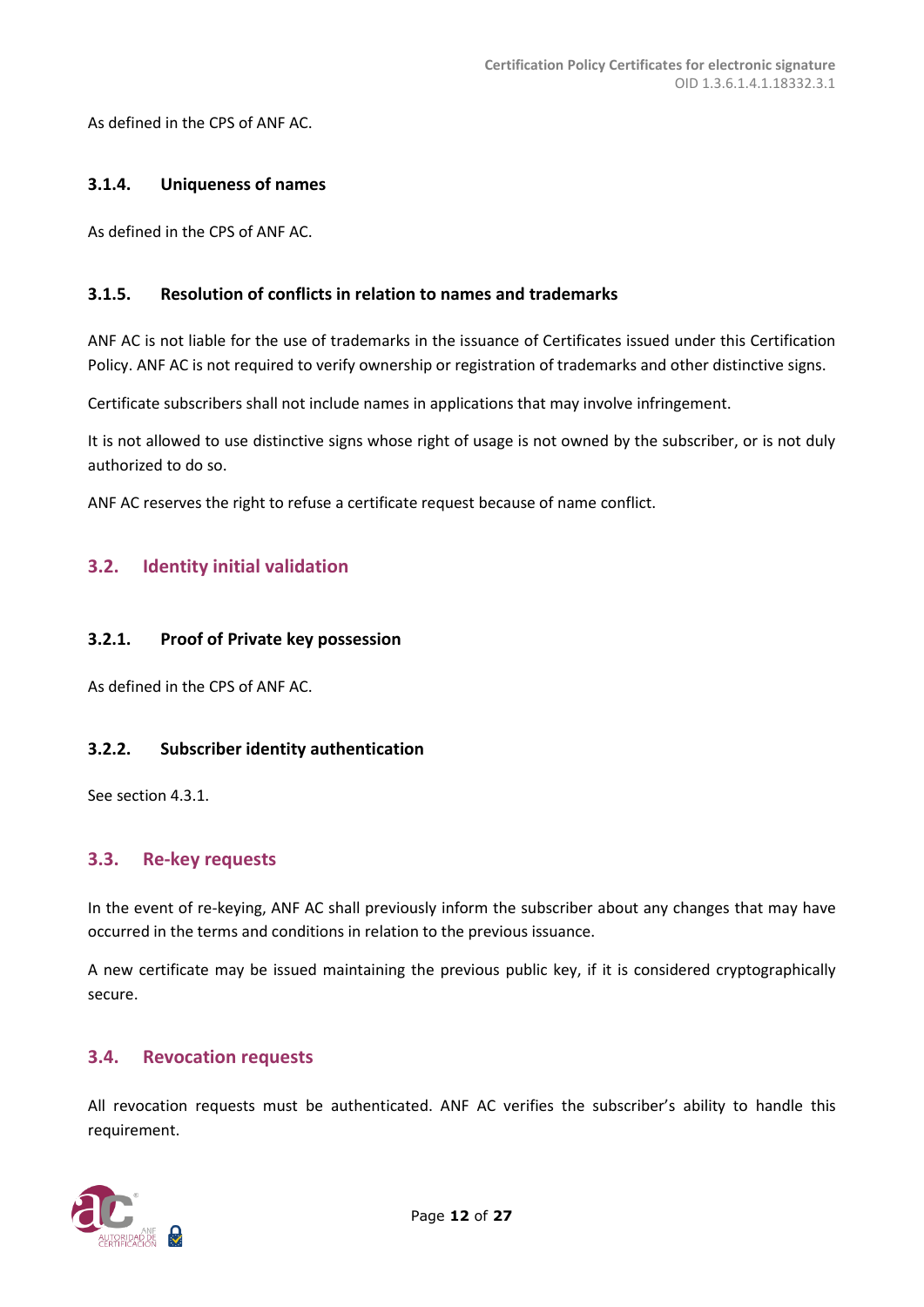As defined in the CPS of ANF AC.

#### 3.1.4. Uniqueness of names

As defined in the CPS of ANF AC.

#### 3.1.5. Resolution of conflicts in relation to names and trademarks

ANF AC is not liable for the use of trademarks in the issuance of Certificates issued under this Certification Policy. ANF AC is not required to verify ownership or registration of trademarks and other distinctive signs.

Certificate subscribers shall not include names in applications that may involve infringement.

It is not allowed to use distinctive signs whose right of usage is not owned by the subscriber, or is not duly authorized to do so.

ANF AC reserves the right to refuse a certificate request because of name conflict.

### 3.2. Identity initial validation

#### 3.2.1. Proof of Private key possession

As defined in the CPS of ANF AC.

#### 3.2.2. Subscriber identity authentication

See section 4.3.1.

### 3.3. Re-key requests

In the event of re-keying, ANF AC shall previously inform the subscriber about any changes that may have occurred in the terms and conditions in relation to the previous issuance.

A new certificate may be issued maintaining the previous public key, if it is considered cryptographically secure.

### 3.4. Revocation requests

All revocation requests must be authenticated. ANF AC verifies the subscriber's ability to handle this requirement.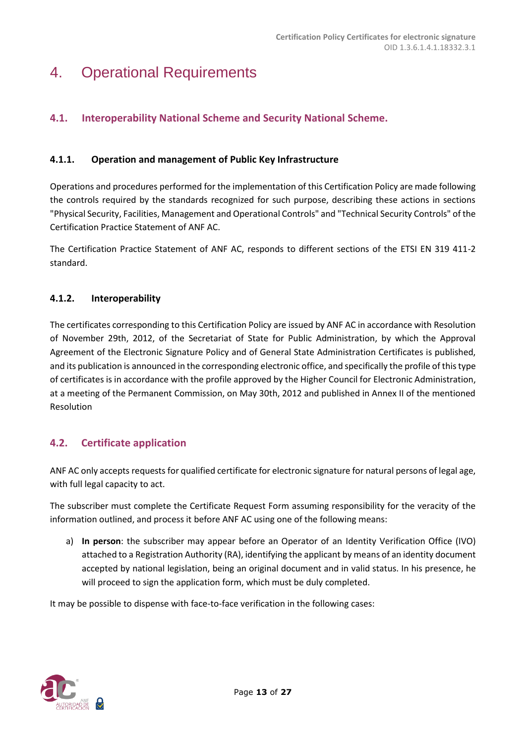# 4. Operational Requirements

## 4.1. Interoperability National Scheme and Security National Scheme.

### 4.1.1. Operation and management of Public Key Infrastructure

Operations and procedures performed for the implementation of this Certification Policy are made following the controls required by the standards recognized for such purpose, describing these actions in sections "Physical Security, Facilities, Management and Operational Controls" and "Technical Security Controls" of the Certification Practice Statement of ANF AC.

The Certification Practice Statement of ANF AC, responds to different sections of the ETSI EN 319 411-2 standard.

### 4.1.2. Interoperability

The certificates corresponding to this Certification Policy are issued by ANF AC in accordance with Resolution of November 29th, 2012, of the Secretariat of State for Public Administration, by which the Approval Agreement of the Electronic Signature Policy and of General State Administration Certificates is published, and its publication is announced in the corresponding electronic office, and specifically the profile of this type of certificates is in accordance with the profile approved by the Higher Council for Electronic Administration, at a meeting of the Permanent Commission, on May 30th, 2012 and published in Annex II of the mentioned Resolution

## 4.2. Certificate application

ANF AC only accepts requests for qualified certificate for electronic signature for natural persons of legal age, with full legal capacity to act.

The subscriber must complete the Certificate Request Form assuming responsibility for the veracity of the information outlined, and process it before ANF AC using one of the following means:

a) **In person**: the subscriber may appear before an Operator of an Identity Verification Office (IVO) attached to a Registration Authority (RA), identifying the applicant by means of an identity document accepted by national legislation, being an original document and in valid status. In his presence, he will proceed to sign the application form, which must be duly completed.

It may be possible to dispense with face-to-face verification in the following cases: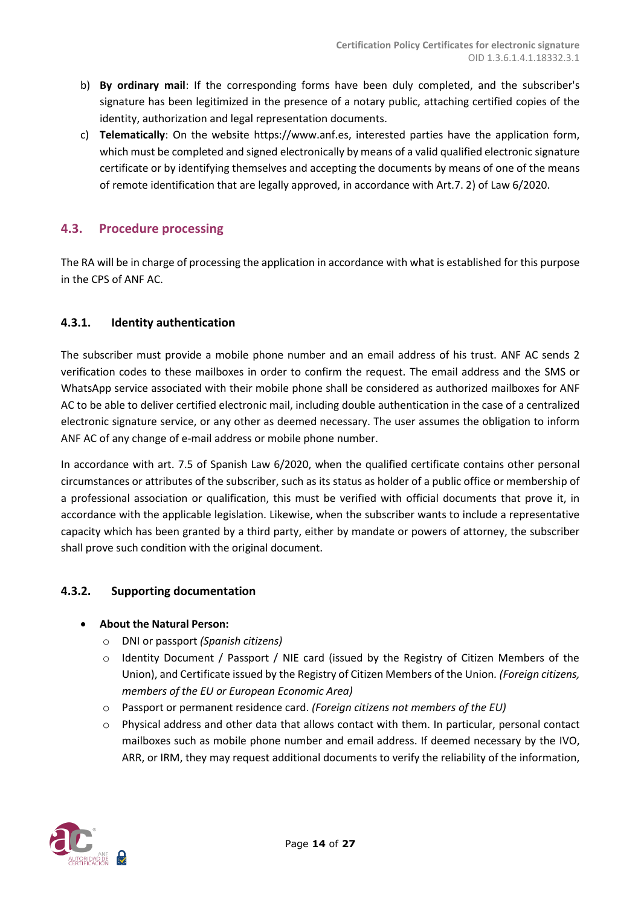b) **By ordinary mail**: If the corresponding forms have been duly completed, and the subscriber's signature has been legitimized in the presence of a notary public, attaching certified copies of the identity, authorization and legal representation documents.

c) **Telematically**: On the website https://www.anf.es, interested parties have the application form, which must be completed and signed electronically by means of a valid qualified electronic signature certificate or by identifying themselves and accepting the documents by means of one of the means of remote identification that are legally approved, in accordance with Art.7. 2) of Law 6/2020.

## 4.3. Procedure processing

The RA will be in charge of processing the application in accordance with what is established for this purpose in the CPS of ANF AC.

### 4.3.1. Identity authentication

The subscriber must provide a mobile phone number and an email address of his trust. ANF AC sends 2 verification codes to these mailboxes in order to confirm the request. The email address and the SMS or WhatsApp service associated with their mobile phone shall be considered as authorized mailboxes for ANF AC to be able to deliver certified electronic mail, including double authentication in the case of a centralized electronic signature service, or any other as deemed necessary. The user assumes the obligation to inform ANF AC of any change of e-mail address or mobile phone number.

In accordance with art. 7.5 of Spanish Law 6/2020, when the qualified certificate contains other personal circumstances or attributes of the subscriber, such as its status as holder of a public office or membership of a professional association or qualification, this must be verified with official documents that prove it, in accordance with the applicable legislation. Likewise, when the subscriber wants to include a representative capacity which has been granted by a third party, either by mandate or powers of attorney, the subscriber shall prove such condition with the original document.

### 4.3.2. Supporting documentation

- **About the Natural Person:**
  - DNI or passport *(Spanish citizens)*
  - Identity Document / Passport / NIE card (issued by the Registry of Citizen Members of the Union), and Certificate issued by the Registry of Citizen Members of the Union. *(Foreign citizens, members of the EU or European Economic Area)*
  - Passport or permanent residence card. *(Foreign citizens not members of the EU)*
  - Physical address and other data that allows contact with them. In particular, personal contact mailboxes such as mobile phone number and email address. If deemed necessary by the IVO, ARR, or IRM, they may request additional documents to verify the reliability of the information,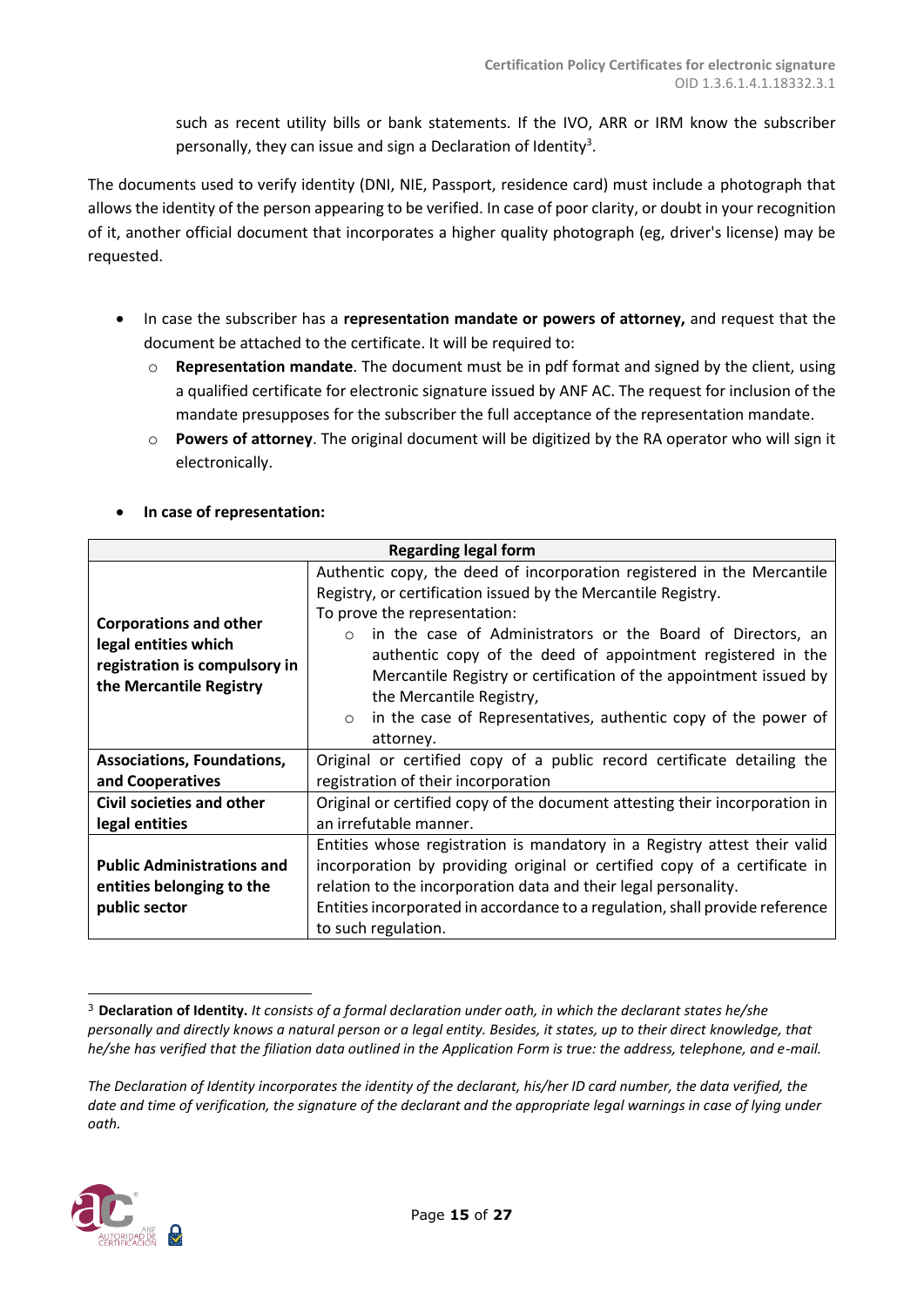such as recent utility bills or bank statements. If the IVO, ARR or IRM know the subscriber personally, they can issue and sign a Declaration of Identity[3].

The documents used to verify identity (DNI, NIE, Passport, residence card) must include a photograph that allows the identity of the person appearing to be verified. In case of poor clarity, or doubt in your recognition of it, another official document that incorporates a higher quality photograph (eg, driver's license) may be requested.

- In case the subscriber has a **representation mandate or powers of attorney,** and request that the document be attached to the certificate. It will be required to:
  - **Representation mandate**. The document must be in pdf format and signed by the client, using a qualified certificate for electronic signature issued by ANF AC. The request for inclusion of the mandate presupposes for the subscriber the full acceptance of the representation mandate.
  - **Powers of attorney**. The original document will be digitized by the RA operator who will sign it electronically.

- **In case of representation:**

| **Regarding legal form** | |
|---|---|
| **Corporations and other legal entities which registration is compulsory in the Mercantile Registry** | Authentic copy, the deed of incorporation registered in the Mercantile Registry, or certification issued by the Mercantile Registry.<br>To prove the representation:<br>○ in the case of Administrators or the Board of Directors, an authentic copy of the deed of appointment registered in the Mercantile Registry or certification of the appointment issued by the Mercantile Registry,<br>○ in the case of Representatives, authentic copy of the power of attorney. |
| **Associations, Foundations, and Cooperatives** | Original or certified copy of a public record certificate detailing the registration of their incorporation |
| **Civil societies and other legal entities** | Original or certified copy of the document attesting their incorporation in an irrefutable manner. |
| **Public Administrations and entities belonging to the public sector** | Entities whose registration is mandatory in a Registry attest their valid incorporation by providing original or certified copy of a certificate in relation to the incorporation data and their legal personality.<br>Entities incorporated in accordance to a regulation, shall provide reference to such regulation. |

[3] **Declaration of Identity.** *It consists of a formal declaration under oath, in which the declarant states he/she personally and directly knows a natural person or a legal entity. Besides, it states, up to their direct knowledge, that he/she has verified that the filiation data outlined in the Application Form is true: the address, telephone, and e-mail.*

*The Declaration of Identity incorporates the identity of the declarant, his/her ID card number, the data verified, the date and time of verification, the signature of the declarant and the appropriate legal warnings in case of lying under oath.*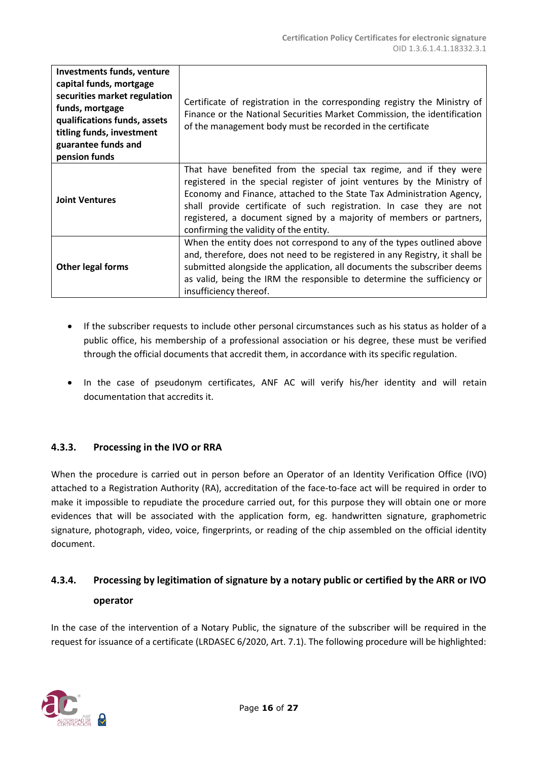| | |
|---|---|
| **Investments funds, venture capital funds, mortgage securities market regulation funds, mortgage qualifications funds, assets titling funds, investment guarantee funds and pension funds** | Certificate of registration in the corresponding registry the Ministry of Finance or the National Securities Market Commission, the identification of the management body must be recorded in the certificate |
| **Joint Ventures** | That have benefited from the special tax regime, and if they were registered in the special register of joint ventures by the Ministry of Economy and Finance, attached to the State Tax Administration Agency, shall provide certificate of such registration. In case they are not registered, a document signed by a majority of members or partners, confirming the validity of the entity. |
| **Other legal forms** | When the entity does not correspond to any of the types outlined above and, therefore, does not need to be registered in any Registry, it shall be submitted alongside the application, all documents the subscriber deems as valid, being the IRM the responsible to determine the sufficiency or insufficiency thereof. |

- If the subscriber requests to include other personal circumstances such as his status as holder of a public office, his membership of a professional association or his degree, these must be verified through the official documents that accredit them, in accordance with its specific regulation.
- In the case of pseudonym certificates, ANF AC will verify his/her identity and will retain documentation that accredits it.

### 4.3.3. Processing in the IVO or RRA

When the procedure is carried out in person before an Operator of an Identity Verification Office (IVO) attached to a Registration Authority (RA), accreditation of the face-to-face act will be required in order to make it impossible to repudiate the procedure carried out, for this purpose they will obtain one or more evidences that will be associated with the application form, eg. handwritten signature, graphometric signature, photograph, video, voice, fingerprints, or reading of the chip assembled on the official identity document.

### 4.3.4. Processing by legitimation of signature by a notary public or certified by the ARR or IVO operator

In the case of the intervention of a Notary Public, the signature of the subscriber will be required in the request for issuance of a certificate (LRDASEC 6/2020, Art. 7.1). The following procedure will be highlighted: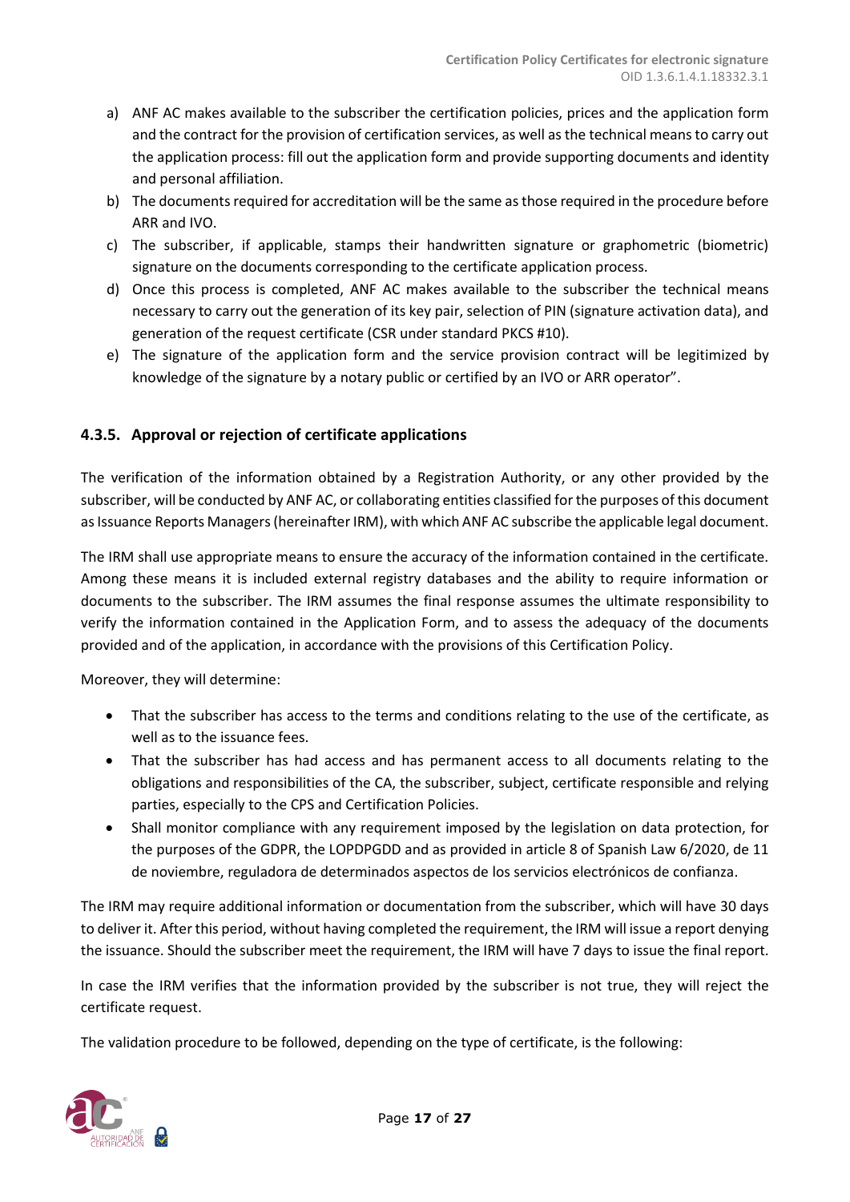a) ANF AC makes available to the subscriber the certification policies, prices and the application form and the contract for the provision of certification services, as well as the technical means to carry out the application process: fill out the application form and provide supporting documents and identity and personal affiliation.
b) The documents required for accreditation will be the same as those required in the procedure before ARR and IVO.
c) The subscriber, if applicable, stamps their handwritten signature or graphometric (biometric) signature on the documents corresponding to the certificate application process.
d) Once this process is completed, ANF AC makes available to the subscriber the technical means necessary to carry out the generation of its key pair, selection of PIN (signature activation data), and generation of the request certificate (CSR under standard PKCS #10).
e) The signature of the application form and the service provision contract will be legitimized by knowledge of the signature by a notary public or certified by an IVO or ARR operator".

### 4.3.5. Approval or rejection of certificate applications

The verification of the information obtained by a Registration Authority, or any other provided by the subscriber, will be conducted by ANF AC, or collaborating entities classified for the purposes of this document as Issuance Reports Managers (hereinafter IRM), with which ANF AC subscribe the applicable legal document.

The IRM shall use appropriate means to ensure the accuracy of the information contained in the certificate. Among these means it is included external registry databases and the ability to require information or documents to the subscriber. The IRM assumes the final response assumes the ultimate responsibility to verify the information contained in the Application Form, and to assess the adequacy of the documents provided and of the application, in accordance with the provisions of this Certification Policy.

Moreover, they will determine:

- That the subscriber has access to the terms and conditions relating to the use of the certificate, as well as to the issuance fees.
- That the subscriber has had access and has permanent access to all documents relating to the obligations and responsibilities of the CA, the subscriber, subject, certificate responsible and relying parties, especially to the CPS and Certification Policies.
- Shall monitor compliance with any requirement imposed by the legislation on data protection, for the purposes of the GDPR, the LOPDPGDD and as provided in article 8 of Spanish Law 6/2020, de 11 de noviembre, reguladora de determinados aspectos de los servicios electrónicos de confianza.

The IRM may require additional information or documentation from the subscriber, which will have 30 days to deliver it. After this period, without having completed the requirement, the IRM will issue a report denying the issuance. Should the subscriber meet the requirement, the IRM will have 7 days to issue the final report.

In case the IRM verifies that the information provided by the subscriber is not true, they will reject the certificate request.

The validation procedure to be followed, depending on the type of certificate, is the following: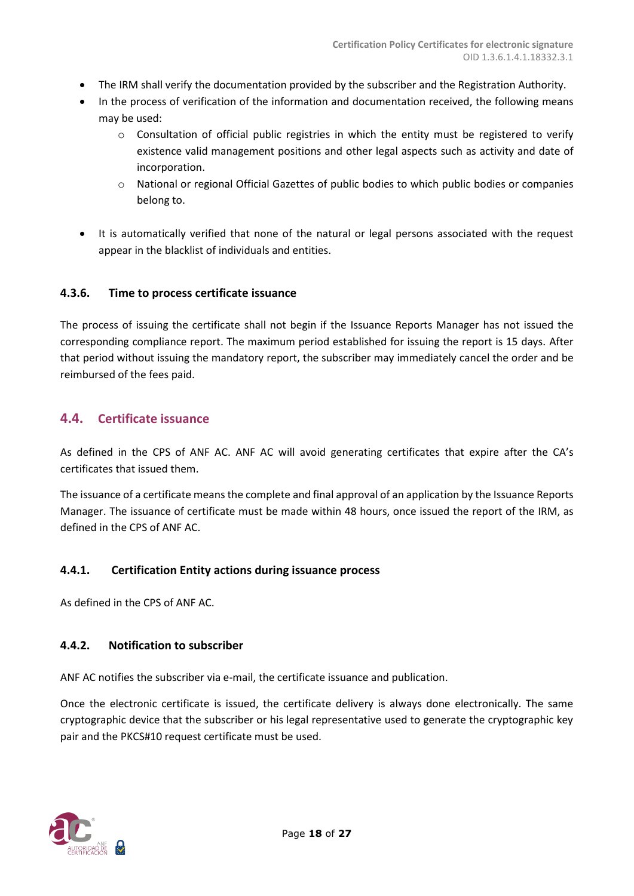- The IRM shall verify the documentation provided by the subscriber and the Registration Authority.
- In the process of verification of the information and documentation received, the following means may be used:
  - Consultation of official public registries in which the entity must be registered to verify existence valid management positions and other legal aspects such as activity and date of incorporation.
  - National or regional Official Gazettes of public bodies to which public bodies or companies belong to.
- It is automatically verified that none of the natural or legal persons associated with the request appear in the blacklist of individuals and entities.

### 4.3.6. Time to process certificate issuance

The process of issuing the certificate shall not begin if the Issuance Reports Manager has not issued the corresponding compliance report. The maximum period established for issuing the report is 15 days. After that period without issuing the mandatory report, the subscriber may immediately cancel the order and be reimbursed of the fees paid.

## 4.4. Certificate issuance

As defined in the CPS of ANF AC. ANF AC will avoid generating certificates that expire after the CA's certificates that issued them.

The issuance of a certificate means the complete and final approval of an application by the Issuance Reports Manager. The issuance of certificate must be made within 48 hours, once issued the report of the IRM, as defined in the CPS of ANF AC.

### 4.4.1. Certification Entity actions during issuance process

As defined in the CPS of ANF AC.

### 4.4.2. Notification to subscriber

ANF AC notifies the subscriber via e-mail, the certificate issuance and publication.

Once the electronic certificate is issued, the certificate delivery is always done electronically. The same cryptographic device that the subscriber or his legal representative used to generate the cryptographic key pair and the PKCS#10 request certificate must be used.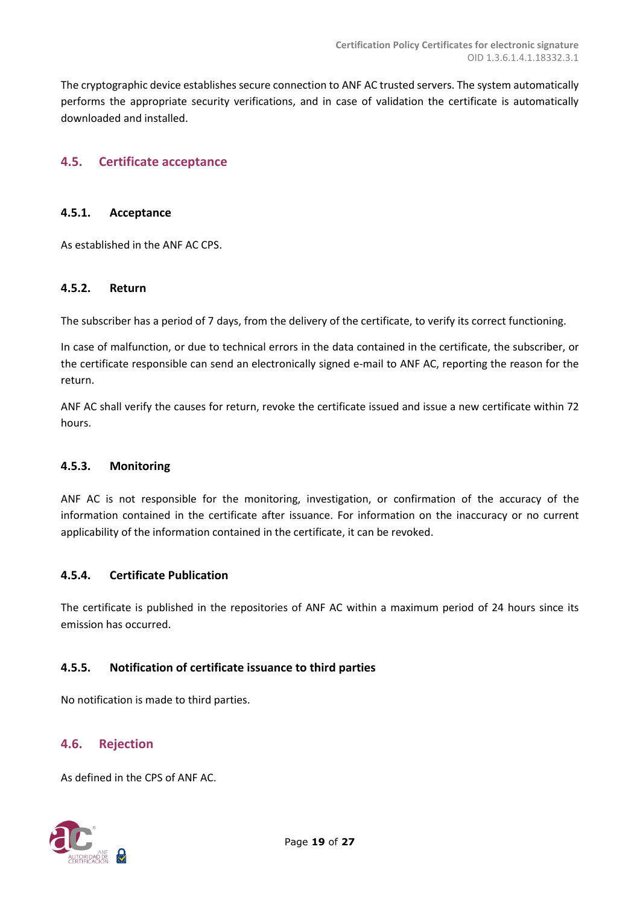The cryptographic device establishes secure connection to ANF AC trusted servers. The system automatically performs the appropriate security verifications, and in case of validation the certificate is automatically downloaded and installed.

## 4.5. Certificate acceptance

### 4.5.1. Acceptance

As established in the ANF AC CPS.

### 4.5.2. Return

The subscriber has a period of 7 days, from the delivery of the certificate, to verify its correct functioning.

In case of malfunction, or due to technical errors in the data contained in the certificate, the subscriber, or the certificate responsible can send an electronically signed e-mail to ANF AC, reporting the reason for the return.

ANF AC shall verify the causes for return, revoke the certificate issued and issue a new certificate within 72 hours.

### 4.5.3. Monitoring

ANF AC is not responsible for the monitoring, investigation, or confirmation of the accuracy of the information contained in the certificate after issuance. For information on the inaccuracy or no current applicability of the information contained in the certificate, it can be revoked.

### 4.5.4. Certificate Publication

The certificate is published in the repositories of ANF AC within a maximum period of 24 hours since its emission has occurred.

### 4.5.5. Notification of certificate issuance to third parties

No notification is made to third parties.

## 4.6. Rejection

As defined in the CPS of ANF AC.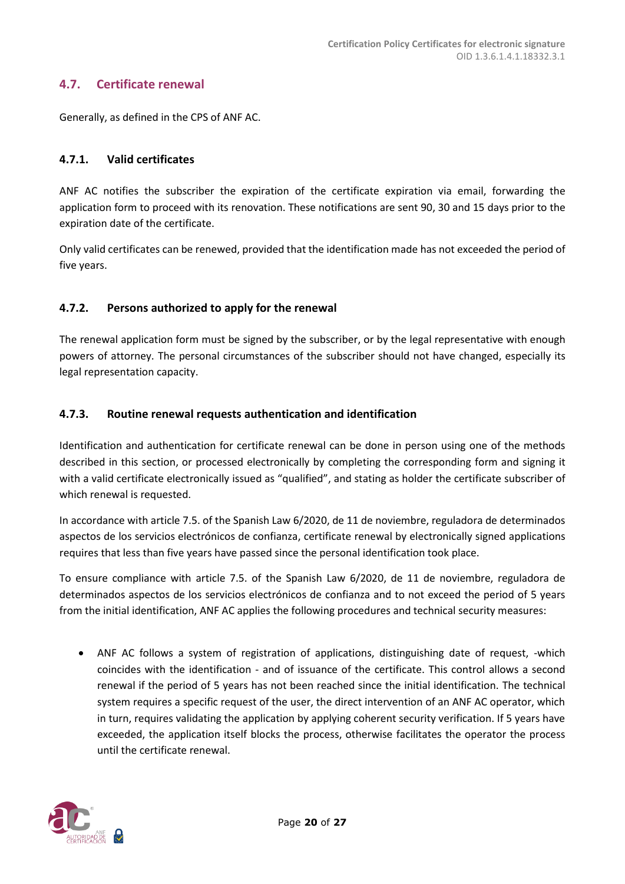## 4.7. Certificate renewal

Generally, as defined in the CPS of ANF AC.

### 4.7.1. Valid certificates

ANF AC notifies the subscriber the expiration of the certificate expiration via email, forwarding the application form to proceed with its renovation. These notifications are sent 90, 30 and 15 days prior to the expiration date of the certificate.

Only valid certificates can be renewed, provided that the identification made has not exceeded the period of five years.

### 4.7.2. Persons authorized to apply for the renewal

The renewal application form must be signed by the subscriber, or by the legal representative with enough powers of attorney. The personal circumstances of the subscriber should not have changed, especially its legal representation capacity.

### 4.7.3. Routine renewal requests authentication and identification

Identification and authentication for certificate renewal can be done in person using one of the methods described in this section, or processed electronically by completing the corresponding form and signing it with a valid certificate electronically issued as "qualified", and stating as holder the certificate subscriber of which renewal is requested.

In accordance with article 7.5. of the Spanish Law 6/2020, de 11 de noviembre, reguladora de determinados aspectos de los servicios electrónicos de confianza, certificate renewal by electronically signed applications requires that less than five years have passed since the personal identification took place.

To ensure compliance with article 7.5. of the Spanish Law 6/2020, de 11 de noviembre, reguladora de determinados aspectos de los servicios electrónicos de confianza and to not exceed the period of 5 years from the initial identification, ANF AC applies the following procedures and technical security measures:

- ANF AC follows a system of registration of applications, distinguishing date of request, -which coincides with the identification - and of issuance of the certificate. This control allows a second renewal if the period of 5 years has not been reached since the initial identification. The technical system requires a specific request of the user, the direct intervention of an ANF AC operator, which in turn, requires validating the application by applying coherent security verification. If 5 years have exceeded, the application itself blocks the process, otherwise facilitates the operator the process until the certificate renewal.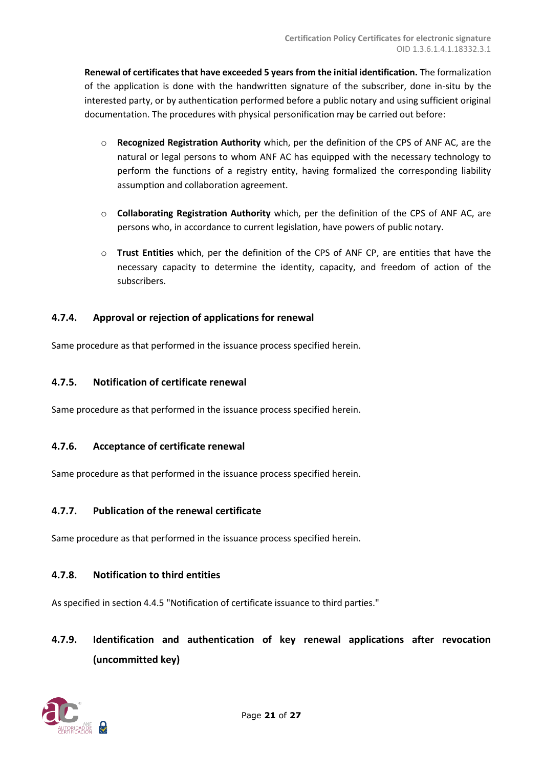**Renewal of certificates that have exceeded 5 years from the initial identification.** The formalization of the application is done with the handwritten signature of the subscriber, done in-situ by the interested party, or by authentication performed before a public notary and using sufficient original documentation. The procedures with physical personification may be carried out before:

- **Recognized Registration Authority** which, per the definition of the CPS of ANF AC, are the natural or legal persons to whom ANF AC has equipped with the necessary technology to perform the functions of a registry entity, having formalized the corresponding liability assumption and collaboration agreement.
- **Collaborating Registration Authority** which, per the definition of the CPS of ANF AC, are persons who, in accordance to current legislation, have powers of public notary.
- **Trust Entities** which, per the definition of the CPS of ANF CP, are entities that have the necessary capacity to determine the identity, capacity, and freedom of action of the subscribers.

### 4.7.4. Approval or rejection of applications for renewal

Same procedure as that performed in the issuance process specified herein.

### 4.7.5. Notification of certificate renewal

Same procedure as that performed in the issuance process specified herein.

### 4.7.6. Acceptance of certificate renewal

Same procedure as that performed in the issuance process specified herein.

### 4.7.7. Publication of the renewal certificate

Same procedure as that performed in the issuance process specified herein.

### 4.7.8. Notification to third entities

As specified in section 4.4.5 "Notification of certificate issuance to third parties."

### 4.7.9. Identification and authentication of key renewal applications after revocation (uncommitted key)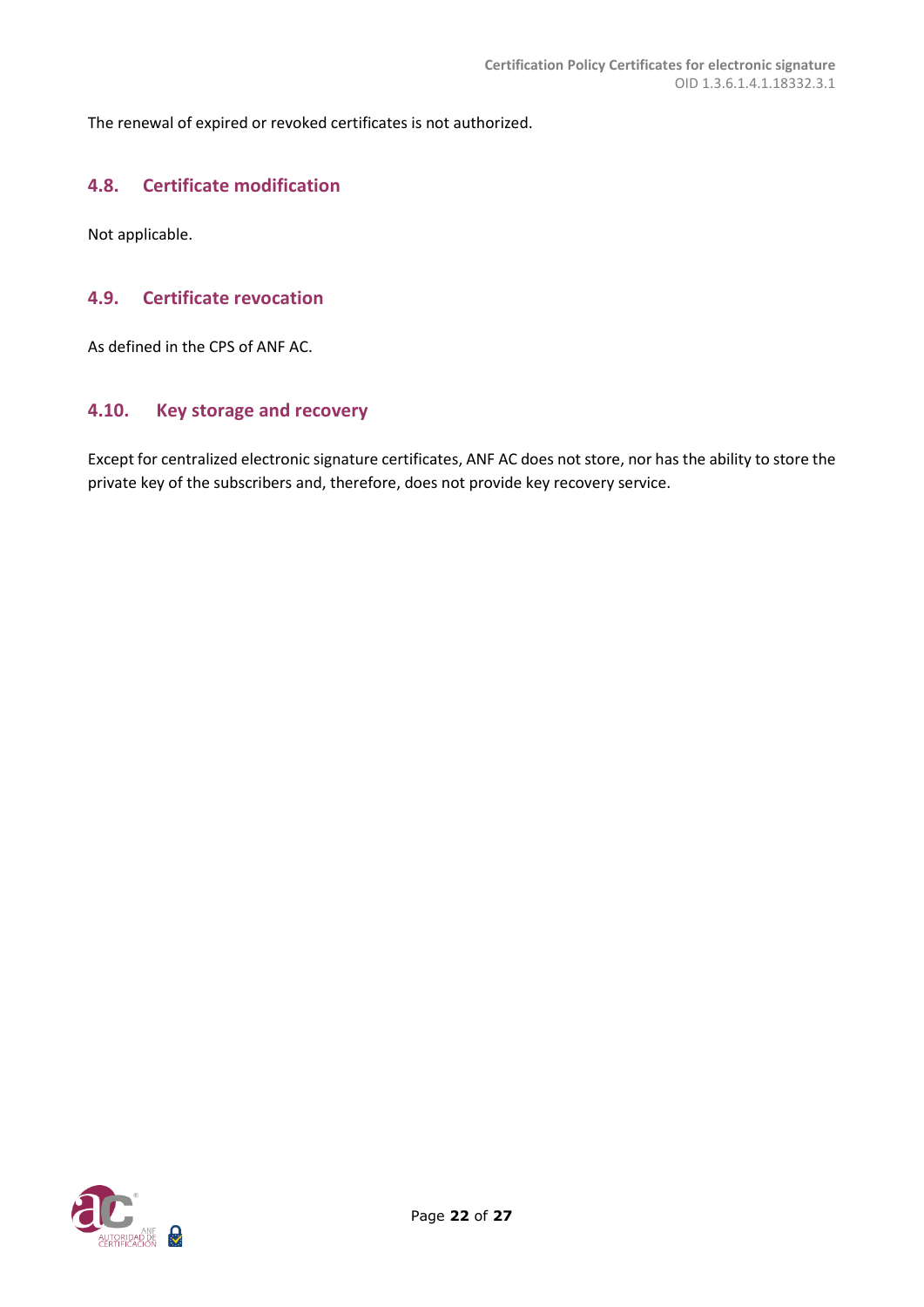The renewal of expired or revoked certificates is not authorized.

## 4.8. Certificate modification

Not applicable.

## 4.9. Certificate revocation

As defined in the CPS of ANF AC.

## 4.10. Key storage and recovery

Except for centralized electronic signature certificates, ANF AC does not store, nor has the ability to store the private key of the subscribers and, therefore, does not provide key recovery service.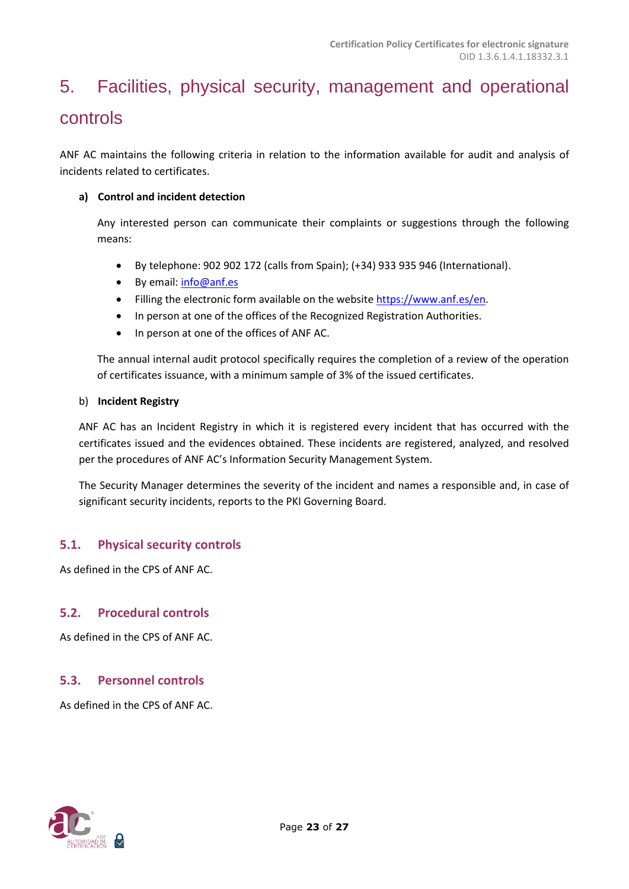# 5. Facilities, physical security, management and operational controls

ANF AC maintains the following criteria in relation to the information available for audit and analysis of incidents related to certificates.

**a) Control and incident detection**

Any interested person can communicate their complaints or suggestions through the following means:

- By telephone: 902 902 172 (calls from Spain); (+34) 933 935 946 (International).
- By email: info@anf.es
- Filling the electronic form available on the website https://www.anf.es/en.
- In person at one of the offices of the Recognized Registration Authorities.
- In person at one of the offices of ANF AC.

The annual internal audit protocol specifically requires the completion of a review of the operation of certificates issuance, with a minimum sample of 3% of the issued certificates.

b) **Incident Registry**

ANF AC has an Incident Registry in which it is registered every incident that has occurred with the certificates issued and the evidences obtained. These incidents are registered, analyzed, and resolved per the procedures of ANF AC's Information Security Management System.

The Security Manager determines the severity of the incident and names a responsible and, in case of significant security incidents, reports to the PKI Governing Board.

## 5.1. Physical security controls

As defined in the CPS of ANF AC.

## 5.2. Procedural controls

As defined in the CPS of ANF AC.

## 5.3. Personnel controls

As defined in the CPS of ANF AC.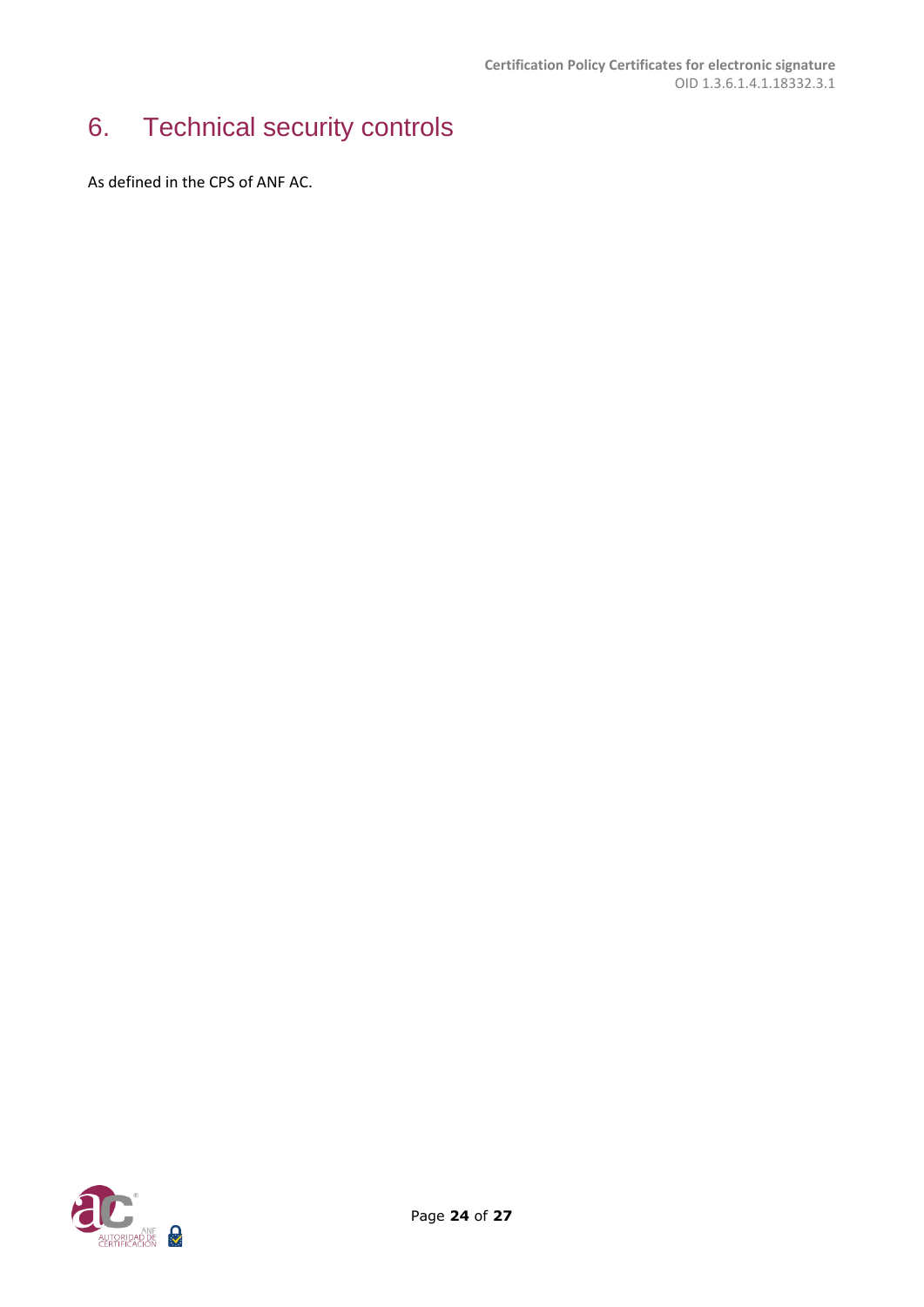# 6. Technical security controls

As defined in the CPS of ANF AC.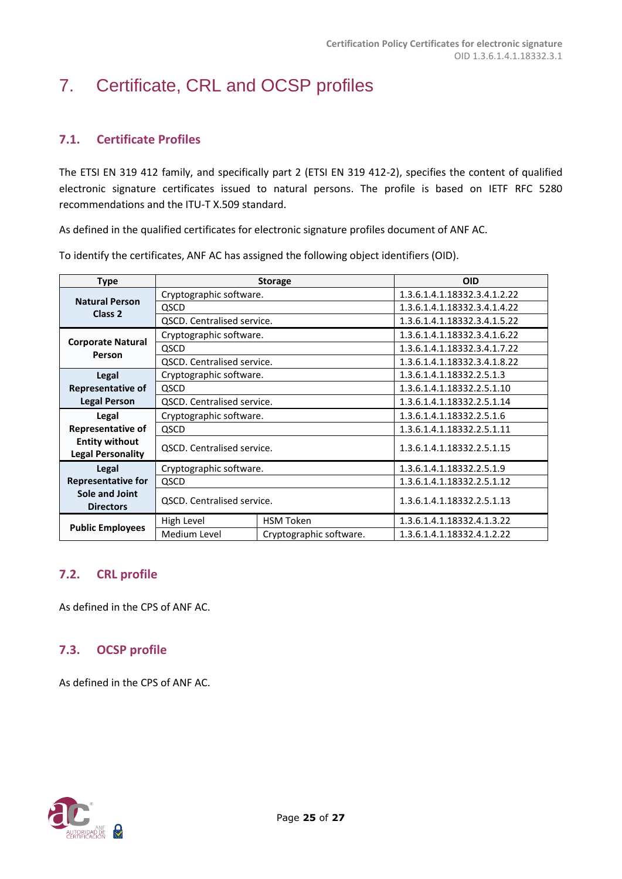# 7. Certificate, CRL and OCSP profiles

## 7.1. Certificate Profiles

The ETSI EN 319 412 family, and specifically part 2 (ETSI EN 319 412-2), specifies the content of qualified electronic signature certificates issued to natural persons. The profile is based on IETF RFC 5280 recommendations and the ITU-T X.509 standard.

As defined in the qualified certificates for electronic signature profiles document of ANF AC.

To identify the certificates, ANF AC has assigned the following object identifiers (OID).

| Type | Storage | | OID |
|---|---|---|---|
| **Natural Person Class 2** | Cryptographic software. | | 1.3.6.1.4.1.18332.3.4.1.2.22 |
| | QSCD | | 1.3.6.1.4.1.18332.3.4.1.4.22 |
| | QSCD. Centralised service. | | 1.3.6.1.4.1.18332.3.4.1.5.22 |
| **Corporate Natural Person** | Cryptographic software. | | 1.3.6.1.4.1.18332.3.4.1.6.22 |
| | QSCD | | 1.3.6.1.4.1.18332.3.4.1.7.22 |
| | QSCD. Centralised service. | | 1.3.6.1.4.1.18332.3.4.1.8.22 |
| **Legal Representative of Legal Person** | Cryptographic software. | | 1.3.6.1.4.1.18332.2.5.1.3 |
| | QSCD | | 1.3.6.1.4.1.18332.2.5.1.10 |
| | QSCD. Centralised service. | | 1.3.6.1.4.1.18332.2.5.1.14 |
| **Legal Representative of Entity without Legal Personality** | Cryptographic software. | | 1.3.6.1.4.1.18332.2.5.1.6 |
| | QSCD | | 1.3.6.1.4.1.18332.2.5.1.11 |
| | QSCD. Centralised service. | | 1.3.6.1.4.1.18332.2.5.1.15 |
| **Legal Representative for Sole and Joint Directors** | Cryptographic software. | | 1.3.6.1.4.1.18332.2.5.1.9 |
| | QSCD | | 1.3.6.1.4.1.18332.2.5.1.12 |
| | QSCD. Centralised service. | | 1.3.6.1.4.1.18332.2.5.1.13 |
| **Public Employees** | High Level | HSM Token | 1.3.6.1.4.1.18332.4.1.3.22 |
| | Medium Level | Cryptographic software. | 1.3.6.1.4.1.18332.4.1.2.22 |

## 7.2. CRL profile

As defined in the CPS of ANF AC.

## 7.3. OCSP profile

As defined in the CPS of ANF AC.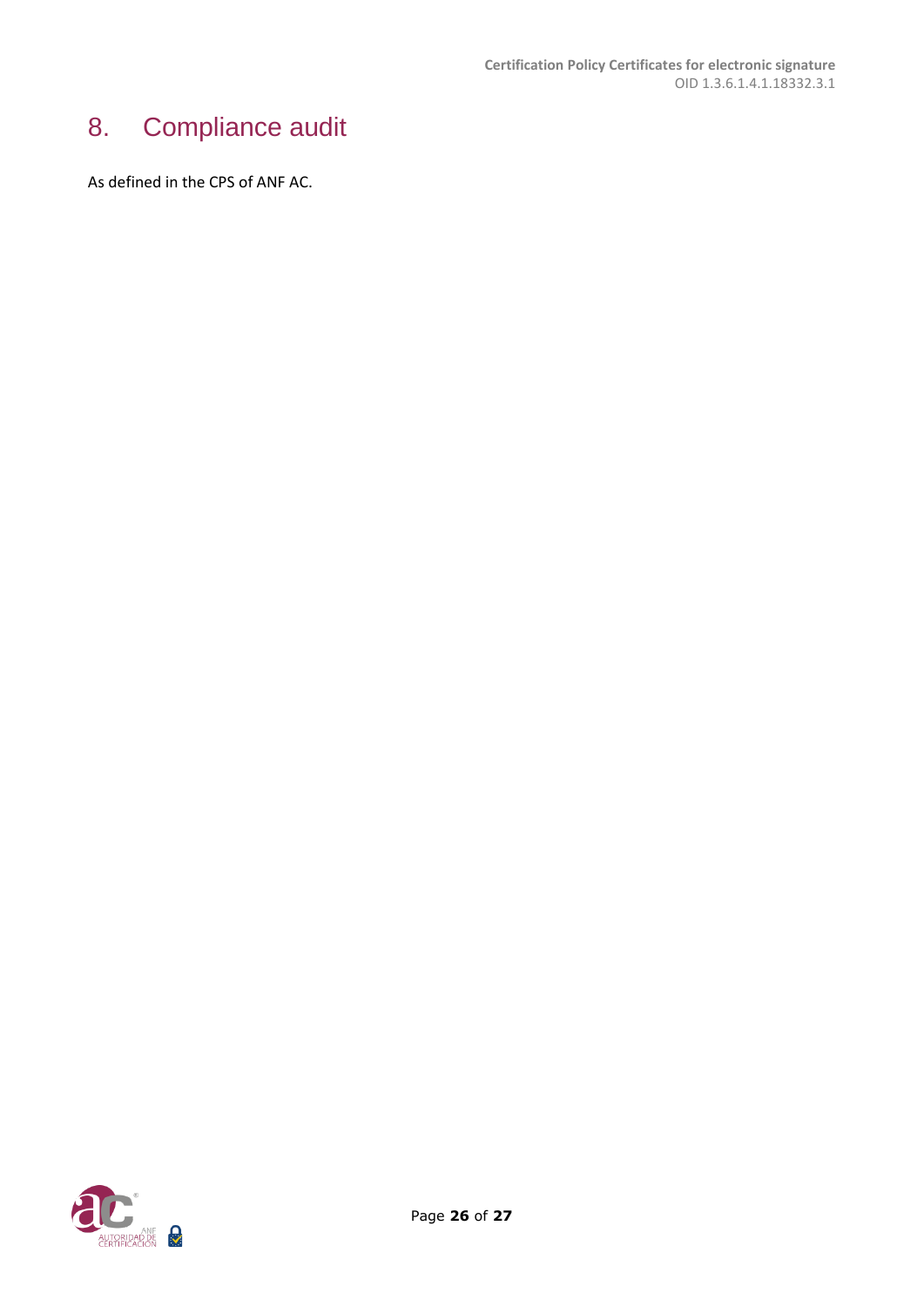# 8. Compliance audit

As defined in the CPS of ANF AC.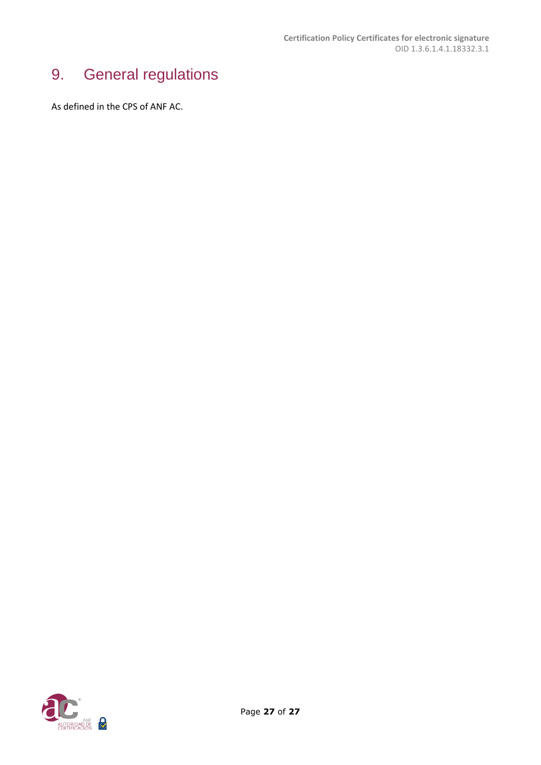# 9. General regulations

As defined in the CPS of ANF AC.